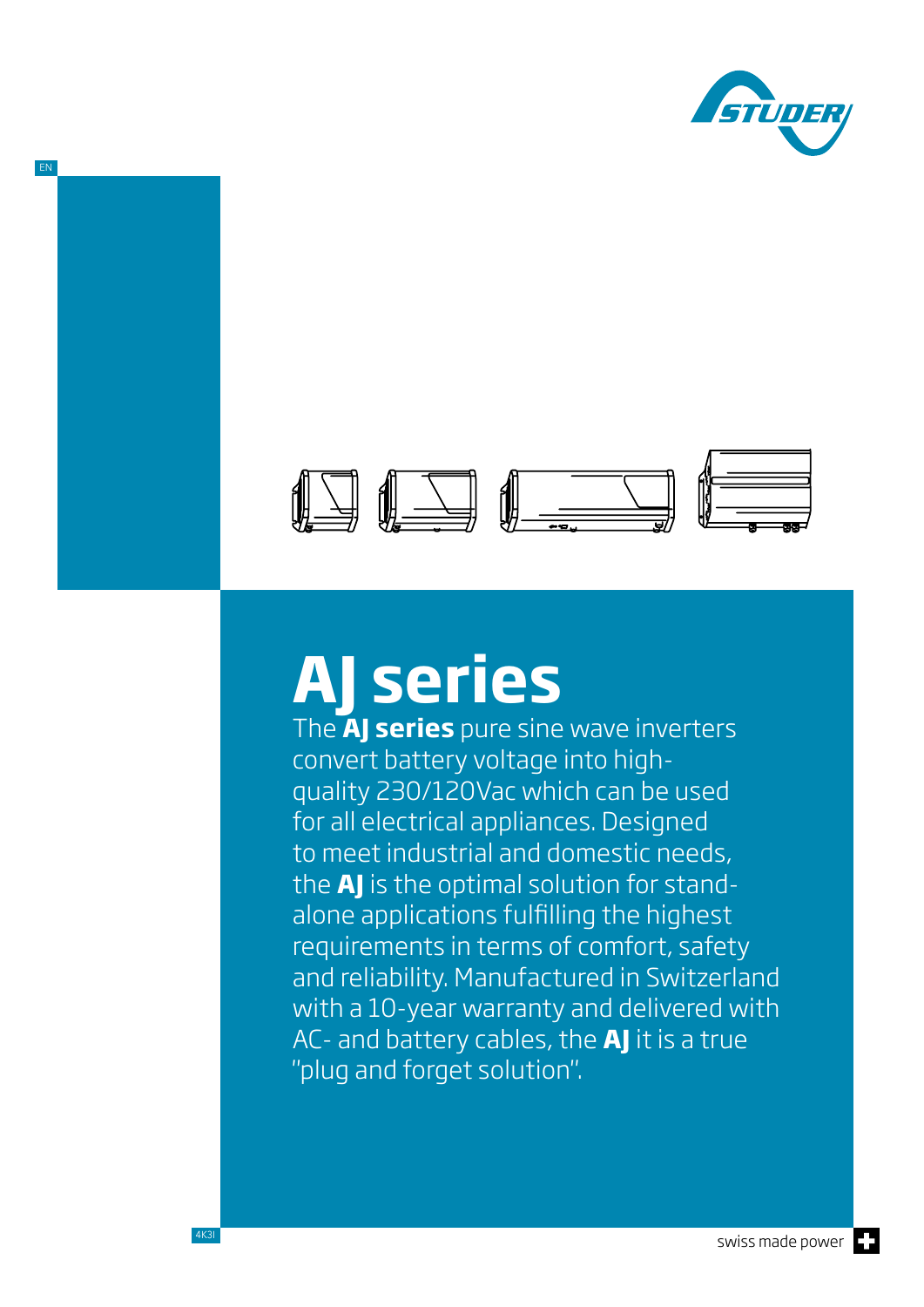# AJ series

The **AJ series** pure sine wave inverters convert battery voltage into high-quality 230/120Vac which can be used for all electrical appliances. Designed to meet industrial and domestic needs, the **AJ** is the optimal solution for stand-alone applications fulfilling the highest requirements in terms of comfort, safety and reliability. Manufactured in Switzerland with a 10-year warranty and delivered with AC- and battery cables, the **AJ** it is a true "plug and forget solution".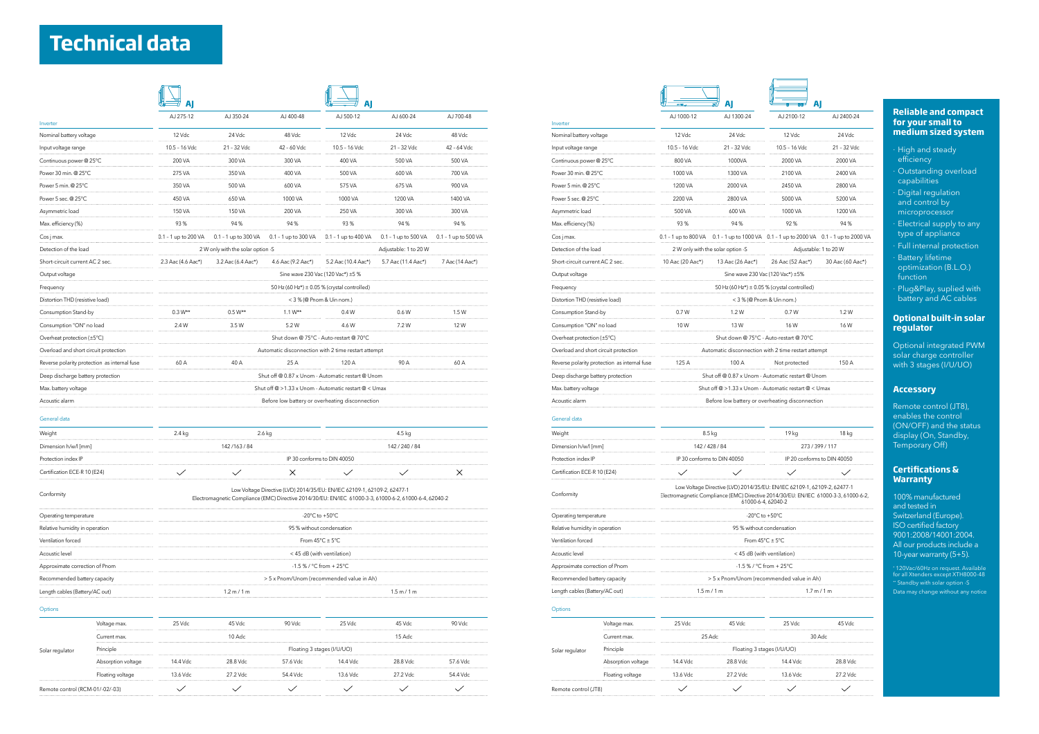# Technical data

| | | AJ | | | AJ | |
|---|---|---|---|---|---|---|
| **Inverter** | AJ 275-12 | AJ 350-24 | AJ 400-48 | AJ 500-12 | AJ 600-24 | AJ 700-48 |
| Nominal battery voltage | 12 Vdc | 24 Vdc | 48 Vdc | 12 Vdc | 24 Vdc | 48 Vdc |
| Input voltage range | 10.5 – 16 Vdc | 21 – 32 Vdc | 42 – 60 Vdc | 10.5 – 16 Vdc | 21 – 32 Vdc | 42 – 64 Vdc |
| Continuous power @ 25°C | 200 VA | 300 VA | 300 VA | 400 VA | 500 VA | 500 VA |
| Power 30 min. @ 25°C | 275 VA | 350 VA | 400 VA | 500 VA | 600 VA | 700 VA |
| Power 5 min. @ 25°C | 350 VA | 500 VA | 600 VA | 575 VA | 675 VA | 900 VA |
| Power 5 sec. @ 25°C | 450 VA | 650 VA | 1000 VA | 1000 VA | 1200 VA | 1400 VA |
| Asymmetric load | 150 VA | 150 VA | 200 VA | 250 VA | 300 VA | 300 VA |
| Max. efficiency (%) | 93 % | 94 % | 94 % | 93 % | 94 % | 94 % |
| Cos j max. | 0.1 – 1 up to 200 VA | 0.1 – 1 up to 300 VA | 0.1 – 1 up to 300 VA | 0.1 – 1 up to 400 VA | 0.1 – 1 up to 500 VA | 0.1 – 1 up to 500 VA |
| Detection of the load | 2 W only with the solar option -S | | | Adjustable: 1 to 20 W | | |
| Short-circuit current AC 2 sec. | 2.3 Aac (4.6 Aac*) | 3.2 Aac (6.4 Aac*) | 4.6 Aac (9.2 Aac*) | 5.2 Aac (10.4 Aac*) | 5.7 Aac (11.4 Aac*) | 7 Aac (14 Aac*) |
| Output voltage | Sine wave 230 Vac (120 Vac*) ±5 % | | | | | |
| Frequency | 50 Hz (60 Hz*) ± 0.05 % (crystal controlled) | | | | | |
| Distortion THD (resistive load) | < 3 % (@ Pnom & Uin nom.) | | | | | |
| Consumption Stand-by | 0.3 W** | 0.5 W** | 1.1 W** | 0.4 W | 0.6 W | 1.5 W |
| Consumption "ON" no load | 2.4 W | 3.5 W | 5.2 W | 4.6 W | 7.2 W | 12 W |
| Overheat protection (±5°C) | Shut down @ 75°C - Auto-restart @ 70°C | | | | | |
| Overload and short circuit protection | Automatic disconnection with 2 time restart attempt | | | | | |
| Reverse polarity protection as internal fuse | 60 A | 40 A | 25 A | 120 A | 90 A | 60 A |
| Deep discharge battery protection | Shut off @ 0.87 x Unom - Automatic restart @ Unom | | | | | |
| Max. battery voltage | Shut off @ >1.33 x Unom - Automatic restart @ < Umax | | | | | |
| Acoustic alarm | Before low battery or overheating disconnection | | | | | |
| **General data** | | | | | | |
| Weight | 2.4 kg | 2.6 kg | | 4.5 kg | | |
| Dimension h/w/l [mm] | 142 / 163 / 84 | | | 142 / 240 / 84 | | |
| Protection index IP | IP 30 conforms to DIN 40050 | | | | | |
| Certification ECE-R 10 (E24) | ✓ | ✓ | ✗ | ✓ | ✓ | ✗ |
| Conformity | Low Voltage Directive (LVD) 2014/35/EU: EN/IEC 62109-1, 62109-2, 62477-1 Electromagnetic Compliance (EMC) Directive 2014/30/EU: EN/IEC 61000-3-3, 61000-6-2, 61000-6-4, 62040-2 | | | | | |
| Operating temperature | -20°C to +50°C | | | | | |
| Relative humidity in operation | 95 % without condensation | | | | | |
| Ventilation forced | From 45°C ± 5°C | | | | | |
| Acoustic level | < 45 dB (with ventilation) | | | | | |
| Approximate correction of Pnom | -1.5 % / °C from + 25°C | | | | | |
| Recommended battery capacity | > 5 x Pnom/Unom (recommended value in Ah) | | | | | |
| Length cables (Battery/AC out) | 1.2 m / 1 m | | | 1.5 m / 1 m | | |
| **Options** | | | | | | |
| Solar regulator – Voltage max. | 25 Vdc | 45 Vdc | 90 Vdc | 25 Vdc | 45 Vdc | 90 Vdc |
| Solar regulator – Current max. | 10 Adc | | | 15 Adc | | |
| Solar regulator – Principle | Floating 3 stages (I/U/UO) | | | | | |
| Solar regulator – Absorption voltage | 14.4 Vdc | 28.8 Vdc | 57.6 Vdc | 14.4 Vdc | 28.8 Vdc | 57.6 Vdc |
| Solar regulator – Floating voltage | 13.6 Vdc | 27.2 Vdc | 54.4 Vdc | 13.6 Vdc | 27.2 Vdc | 54.4 Vdc |
| Remote control (RCM-01/-02/-03) | ✓ | ✓ | ✓ | ✓ | ✓ | ✓ |

| | | AJ | | AJ |
|---|---|---|---|---|
| **Inverter** | AJ 1000-12 | AJ 1300-24 | AJ 2100-12 | AJ 2400-24 |
| Nominal battery voltage | 12 Vdc | 24 Vdc | 12 Vdc | 24 Vdc |
| Input voltage range | 10.5 – 16 Vdc | 21 – 32 Vdc | 10.5 – 16 Vdc | 21 – 32 Vdc |
| Continuous power @ 25°C | 800 VA | 1000VA | 2000 VA | 2000 VA |
| Power 30 min. @ 25°C | 1000 VA | 1300 VA | 2100 VA | 2400 VA |
| Power 5 min. @ 25°C | 1200 VA | 2000 VA | 2450 VA | 2800 VA |
| Power 5 sec. @ 25°C | 2200 VA | 2800 VA | 5000 VA | 5200 VA |
| Asymmetric load | 500 VA | 600 VA | 1000 VA | 1200 VA |
| Max. efficiency (%) | 93 % | 94 % | 92 % | 94 % |
| Cos j max. | 0.1 – 1 up to 800 VA | 0.1 – 1 up to 1000 VA | 0.1 – 1 up to 2000 VA | 0.1 – 1 up to 2000 VA |
| Detection of the load | 2 W only with the solar option -S | | Adjustable: 1 to 20 W | |
| Short-circuit current AC 2 sec. | 10 Aac (20 Aac*) | 13 Aac (26 Aac*) | 26 Aac (52 Aac*) | 30 Aac (60 Aac*) |
| Output voltage | Sine wave 230 Vac (120 Vac*) ±5% | | | |
| Frequency | 50 Hz (60 Hz*) ± 0.05 % (crystal controlled) | | | |
| Distortion THD (resistive load) | < 3 % (@ Pnom & Uin nom.) | | | |
| Consumption Stand-by | 0.7 W | 1.2 W | 0.7 W | 1.2 W |
| Consumption "ON" no load | 10 W | 13 W | 16 W | 16 W |
| Overheat protection (±5°C) | Shut down @ 75°C - Auto-restart @ 70°C | | | |
| Overload and short circuit protection | Automatic disconnection with 2 time restart attempt | | | |
| Reverse polarity protection as internal fuse | 125 A | 100 A | Not protected | 150 A |
| Deep discharge battery protection | Shut off @ 0.87 x Unom - Automatic restart @ Unom | | | |
| Max. battery voltage | Shut off @ >1.33 x Unom - Automatic restart @ < Umax | | | |
| Acoustic alarm | Before low battery or overheating disconnection | | | |
| **General data** | | | | |
| Weight | 8.5 kg | | 19 kg | 18 kg |
| Dimension h/w/l [mm] | 142 / 428 / 84 | | 273 / 399 / 117 | |
| Protection index IP | IP 30 conforms to DIN 40050 | | IP 20 conforms to DIN 40050 | |
| Certification ECE-R 10 (E24) | ✓ | ✓ | ✓ | ✓ |
| Conformity | Low Voltage Directive (LVD) 2014/35/EU: EN/IEC 62109-1, 62109-2, 62477-1 Electromagnetic Compliance (EMC) Directive 2014/30/EU: EN/IEC 61000-3-3, 61000-6-2, 61000-6-4, 62040-2 | | | |
| Operating temperature | -20°C to +50°C | | | |
| Relative humidity in operation | 95 % without condensation | | | |
| Ventilation forced | From 45°C ± 5°C | | | |
| Acoustic level | < 45 dB (with ventilation) | | | |
| Approximate correction of Pnom | -1.5 % / °C from + 25°C | | | |
| Recommended battery capacity | > 5 x Pnom/Unom (recommended value in Ah) | | | |
| Length cables (Battery/AC out) | 1.5 m / 1 m | | 1.7 m / 1 m | |
| **Options** | | | | |
| Solar regulator – Voltage max. | 25 Vdc | 45 Vdc | 25 Vdc | 45 Vdc |
| Solar regulator – Current max. | 25 Adc | | 30 Adc | |
| Solar regulator – Principle | Floating 3 stages (I/U/UO) | | | |
| Solar regulator – Absorption voltage | 14.4 Vdc | 28.8 Vdc | 14.4 Vdc | 28.8 Vdc |
| Solar regulator – Floating voltage | 13.6 Vdc | 27.2 Vdc | 13.6 Vdc | 27.2 Vdc |
| Remote control (JT8) | ✓ | ✓ | ✓ | ✓ |

## Reliable and compact for your small to medium sized system

- High and steady efficiency
- Outstanding overload capabilities
- Digital regulation and control by microprocessor
- Electrical supply to any type of appliance
- Full internal protection
- Battery lifetime optimization (B.L.O.) function
- Plug&Play, suplied with battery and AC cables

## Optional built-in solar regulator

Optional integrated PWM solar charge controller with 3 stages (I/U/UO)

## Accessory

Remote control (JT8), enables the control (ON/OFF) and the status display (On, Standby, Temporary Off)

## Certifications & Warranty

100% manufactured and tested in Switzerland (Europe). ISO certified factory 9001:2008/14001:2004. All our products include a 10-year warranty (5+5).

\* 120Vac/60Hz on request. Available for all Xtenders except XTH8000-48
\*\* Standby with solar option -S
Data may change without any notice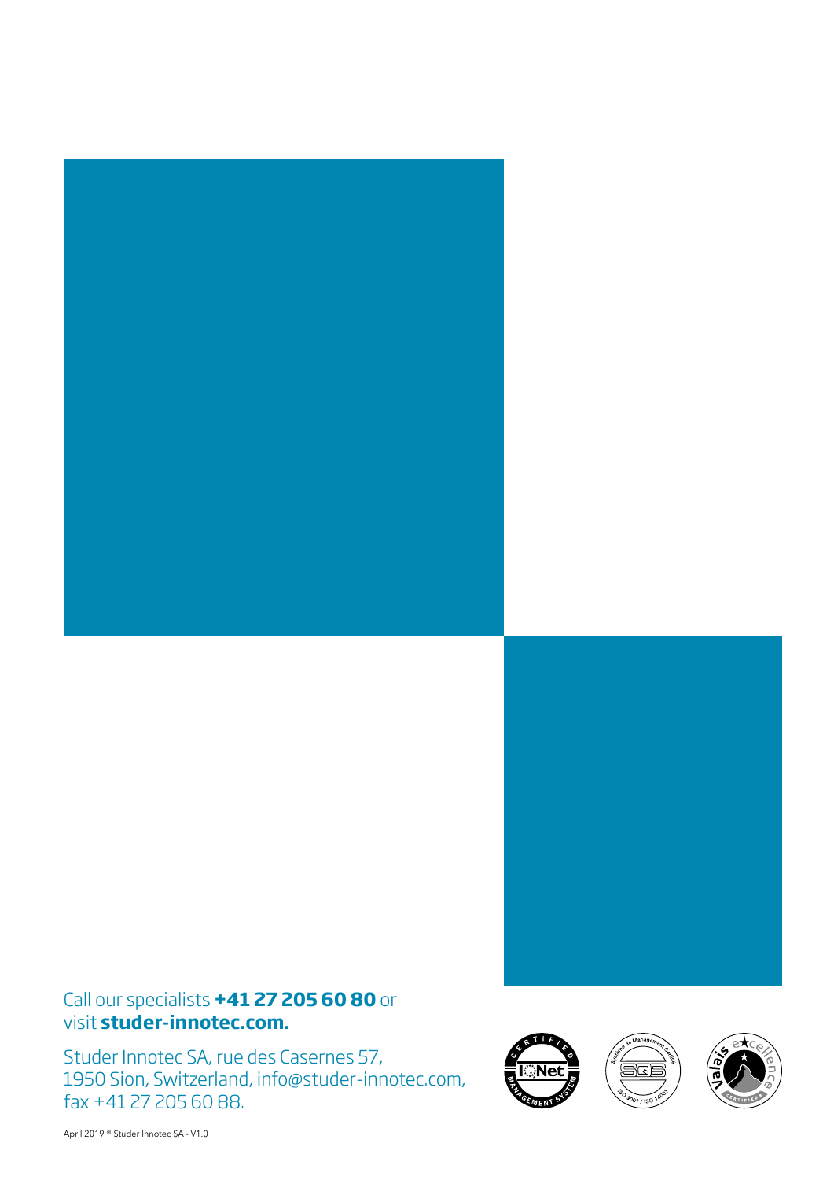Call our specialists **+41 27 205 60 80** or
visit **studer-innotec.com.**

Studer Innotec SA, rue des Casernes 57,
1950 Sion, Switzerland, info@studer-innotec.com,
fax +41 27 205 60 88.

April 2019 ® Studer Innotec SA - V1.0